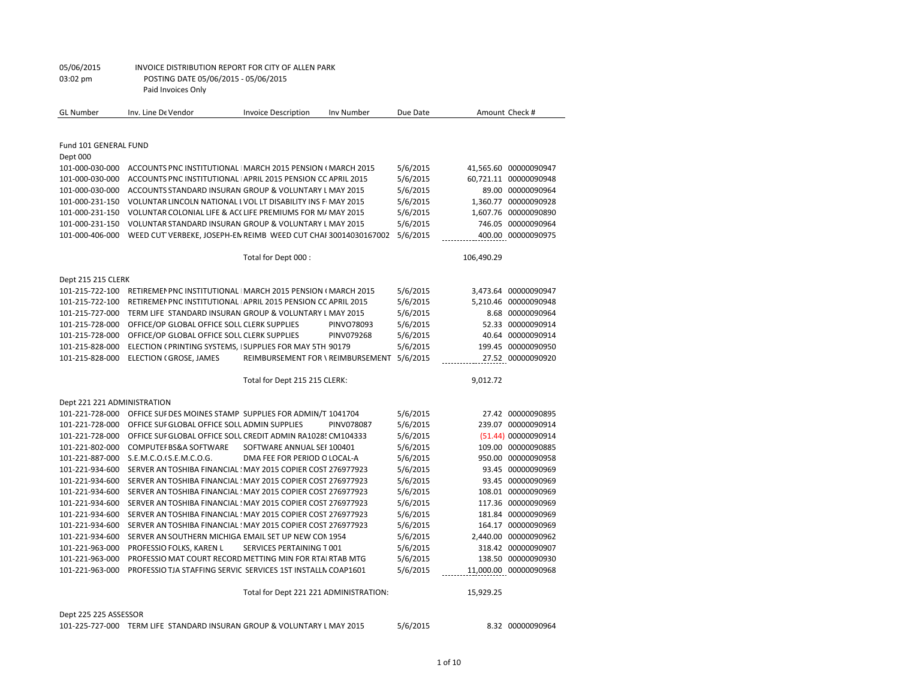05/06/2015 INVOICE DISTRIBUTION REPORT FOR CITY OF ALLEN PARK
03:02 pm POSTING DATE 05/06/2015 - 05/06/2015
Paid Invoices Only

| GL Number | Inv. Line De Vendor | Invoice Description | Inv Number | Due Date | Amount | Check # |
|---|---|---|---|---|---|---|
| Fund 101 GENERAL FUND | | | | | | |
| Dept 000 | | | | | | |
| 101-000-030-000 | ACCOUNTS PNC INSTITUTIONAL | MARCH 2015 PENSION ( | MARCH 2015 | 5/6/2015 | 41,565.60 | 00000090947 |
| 101-000-030-000 | ACCOUNTS PNC INSTITUTIONAL | APRIL 2015 PENSION CC | APRIL 2015 | 5/6/2015 | 60,721.11 | 00000090948 |
| 101-000-030-000 | ACCOUNTS STANDARD INSURAN | GROUP & VOLUNTARY L | MAY 2015 | 5/6/2015 | 89.00 | 00000090964 |
| 101-000-231-150 | VOLUNTAR LINCOLN NATIONAL L | VOL LT DISABILITY INS F | MAY 2015 | 5/6/2015 | 1,360.77 | 00000090928 |
| 101-000-231-150 | VOLUNTAR COLONIAL LIFE & ACC | LIFE PREMIUMS FOR MA | MAY 2015 | 5/6/2015 | 1,607.76 | 00000090890 |
| 101-000-231-150 | VOLUNTAR STANDARD INSURAN | GROUP & VOLUNTARY L | MAY 2015 | 5/6/2015 | 746.05 | 00000090964 |
| 101-000-406-000 | WEED CUT VERBEKE, JOSEPH-EN | REIMB WEED CUT CHAF | 30014030167002 | 5/6/2015 | 400.00 | 00000090975 |
| | | Total for Dept 000 : | | | 106,490.29 | |
| Dept 215 215 CLERK | | | | | | |
| 101-215-722-100 | RETIREMEN PNC INSTITUTIONAL | MARCH 2015 PENSION ( | MARCH 2015 | 5/6/2015 | 3,473.64 | 00000090947 |
| 101-215-722-100 | RETIREMEN PNC INSTITUTIONAL | APRIL 2015 PENSION CC | APRIL 2015 | 5/6/2015 | 5,210.46 | 00000090948 |
| 101-215-727-000 | TERM LIFE STANDARD INSURAN | GROUP & VOLUNTARY L | MAY 2015 | 5/6/2015 | 8.68 | 00000090964 |
| 101-215-728-000 | OFFICE/OP GLOBAL OFFICE SOLL | CLERK SUPPLIES | PINVO78093 | 5/6/2015 | 52.33 | 00000090914 |
| 101-215-728-000 | OFFICE/OP GLOBAL OFFICE SOLL | CLERK SUPPLIES | PINV079268 | 5/6/2015 | 40.64 | 00000090914 |
| 101-215-828-000 | ELECTION ( PRINTING SYSTEMS, I | SUPPLIES FOR MAY 5TH | 90179 | 5/6/2015 | 199.45 | 00000090950 |
| 101-215-828-000 | ELECTION ( GROSE, JAMES | REIMBURSEMENT FOR \ | REIMBURSEMENT | 5/6/2015 | 27.52 | 00000090920 |
| | | Total for Dept 215 215 CLERK: | | | 9,012.72 | |
| Dept 221 221 ADMINISTRATION | | | | | | |
| 101-221-728-000 | OFFICE SUF DES MOINES STAMP | SUPPLIES FOR ADMIN/T | 1041704 | 5/6/2015 | 27.42 | 00000090895 |
| 101-221-728-000 | OFFICE SUF GLOBAL OFFICE SOLL | ADMIN SUPPLIES | PINV078087 | 5/6/2015 | 239.07 | 00000090914 |
| 101-221-728-000 | OFFICE SUF GLOBAL OFFICE SOLL | CREDIT ADMIN RA1028! | CM104333 | 5/6/2015 | (51.44) | 00000090914 |
| 101-221-802-000 | COMPUTEF BS&A SOFTWARE | SOFTWARE ANNUAL SEI | 100401 | 5/6/2015 | 109.00 | 00000090885 |
| 101-221-887-000 | S.E.M.C.O.( S.E.M.C.O.G. | DMA FEE FOR PERIOD O | LOCAL-A | 5/6/2015 | 950.00 | 00000090958 |
| 101-221-934-600 | SERVER AN TOSHIBA FINANCIAL ! | MAY 2015 COPIER COST | 276977923 | 5/6/2015 | 93.45 | 00000090969 |
| 101-221-934-600 | SERVER AN TOSHIBA FINANCIAL ! | MAY 2015 COPIER COST | 276977923 | 5/6/2015 | 93.45 | 00000090969 |
| 101-221-934-600 | SERVER AN TOSHIBA FINANCIAL ! | MAY 2015 COPIER COST | 276977923 | 5/6/2015 | 108.01 | 00000090969 |
| 101-221-934-600 | SERVER AN TOSHIBA FINANCIAL ! | MAY 2015 COPIER COST | 276977923 | 5/6/2015 | 117.36 | 00000090969 |
| 101-221-934-600 | SERVER AN TOSHIBA FINANCIAL ! | MAY 2015 COPIER COST | 276977923 | 5/6/2015 | 181.84 | 00000090969 |
| 101-221-934-600 | SERVER AN TOSHIBA FINANCIAL ! | MAY 2015 COPIER COST | 276977923 | 5/6/2015 | 164.17 | 00000090969 |
| 101-221-934-600 | SERVER AN SOUTHERN MICHIGA | EMAIL SET UP NEW CON | 1954 | 5/6/2015 | 2,440.00 | 00000090962 |
| 101-221-963-000 | PROFESSIO FOLKS, KAREN L | SERVICES PERTAINING T | 001 | 5/6/2015 | 318.42 | 00000090907 |
| 101-221-963-000 | PROFESSIO MAT COURT RECORD | METTING MIN FOR RTAI | RTAB MTG | 5/6/2015 | 138.50 | 00000090930 |
| 101-221-963-000 | PROFESSIO TJA STAFFING SERVIC | SERVICES 1ST INSTALLN | COAP1601 | 5/6/2015 | 11,000.00 | 00000090968 |
| | | Total for Dept 221 221 ADMINISTRATION: | | | 15,929.25 | |
| Dept 225 225 ASSESSOR | | | | | | |
| 101-225-727-000 | TERM LIFE STANDARD INSURAN | GROUP & VOLUNTARY L | MAY 2015 | 5/6/2015 | 8.32 | 00000090964 |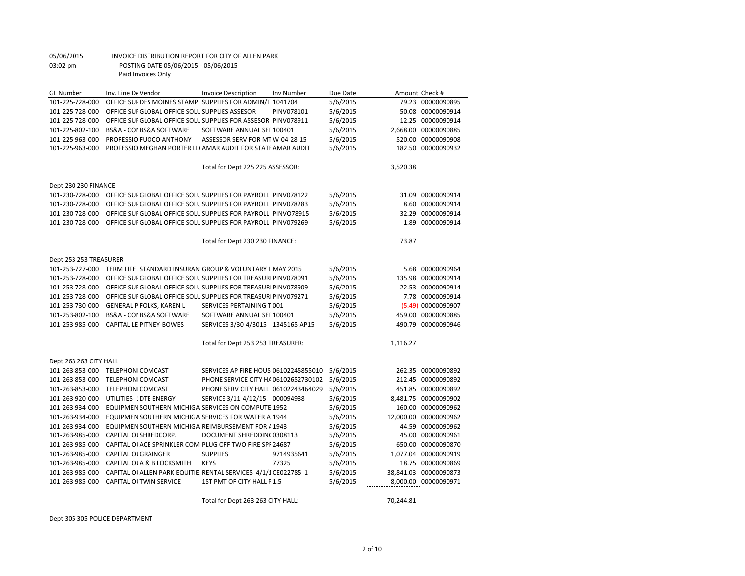05/06/2015 INVOICE DISTRIBUTION REPORT FOR CITY OF ALLEN PARK
03:02 pm POSTING DATE 05/06/2015 - 05/06/2015
Paid Invoices Only

| GL Number | Inv. Line De | Vendor | Invoice Description | Inv Number | Due Date | Amount | Check # |
|---|---|---|---|---|---|---|---|
| 101-225-728-000 | OFFICE SUF | DES MOINES STAMP | SUPPLIES FOR ADMIN/T | 1041704 | 5/6/2015 | 79.23 | 00000090895 |
| 101-225-728-000 | OFFICE SUF | GLOBAL OFFICE SOLL | SUPPLIES ASSESOR | PINV078101 | 5/6/2015 | 50.08 | 00000090914 |
| 101-225-728-000 | OFFICE SUF | GLOBAL OFFICE SOLL | SUPPLIES FOR ASSESOR | PINV078911 | 5/6/2015 | 12.25 | 00000090914 |
| 101-225-802-100 | BS&A - CON | BS&A SOFTWARE | SOFTWARE ANNUAL SEI | 100401 | 5/6/2015 | 2,668.00 | 00000090885 |
| 101-225-963-000 | PROFESSIO | FUOCO ANTHONY | ASSESSOR SERV FOR MT | W-04-28-15 | 5/6/2015 | 520.00 | 00000090908 |
| 101-225-963-000 | PROFESSIO | MEGHAN PORTER LL( | AMAR AUDIT FOR STATI | AMAR AUDIT | 5/6/2015 | 182.50 | 00000090932 |
| | | | Total for Dept 225 225 ASSESSOR: | | | 3,520.38 | |
| Dept 230 230 FINANCE | | | | | | | |
| 101-230-728-000 | OFFICE SUF | GLOBAL OFFICE SOLL | SUPPLIES FOR PAYROLL | PINV078122 | 5/6/2015 | 31.09 | 00000090914 |
| 101-230-728-000 | OFFICE SUF | GLOBAL OFFICE SOLL | SUPPLIES FOR PAYROLL | PINV078283 | 5/6/2015 | 8.60 | 00000090914 |
| 101-230-728-000 | OFFICE SUF | GLOBAL OFFICE SOLL | SUPPLIES FOR PAYROLL | PINVO78915 | 5/6/2015 | 32.29 | 00000090914 |
| 101-230-728-000 | OFFICE SUF | GLOBAL OFFICE SOLL | SUPPLIES FOR PAYROLL | PINV079269 | 5/6/2015 | 1.89 | 00000090914 |
| | | | Total for Dept 230 230 FINANCE: | | | 73.87 | |
| Dept 253 253 TREASURER | | | | | | | |
| 101-253-727-000 | TERM LIFE | STANDARD INSURAN | GROUP & VOLUNTARY L | MAY 2015 | 5/6/2015 | 5.68 | 00000090964 |
| 101-253-728-000 | OFFICE SUF | GLOBAL OFFICE SOLL | SUPPLIES FOR TREASUR | PINV078091 | 5/6/2015 | 135.98 | 00000090914 |
| 101-253-728-000 | OFFICE SUF | GLOBAL OFFICE SOLL | SUPPLIES FOR TREASUR | PINV078909 | 5/6/2015 | 22.53 | 00000090914 |
| 101-253-728-000 | OFFICE SUF | GLOBAL OFFICE SOLL | SUPPLIES FOR TREASUR | PINV079271 | 5/6/2015 | 7.78 | 00000090914 |
| 101-253-730-000 | GENERAL P | FOLKS, KAREN L | SERVICES PERTAINING T | 001 | 5/6/2015 | (5.49) | 00000090907 |
| 101-253-802-100 | BS&A - CON | BS&A SOFTWARE | SOFTWARE ANNUAL SEI | 100401 | 5/6/2015 | 459.00 | 00000090885 |
| 101-253-985-000 | CAPITAL LE | PITNEY-BOWES | SERVICES 3/30-4/3015 | 1345165-AP15 | 5/6/2015 | 490.79 | 00000090946 |
| | | | Total for Dept 253 253 TREASURER: | | | 1,116.27 | |
| Dept 263 263 CITY HALL | | | | | | | |
| 101-263-853-000 | TELEPHONI | COMCAST | SERVICES AP FIRE HOUS | 06102245855010 | 5/6/2015 | 262.35 | 00000090892 |
| 101-263-853-000 | TELEPHONI | COMCAST | PHONE SERVICE CITY H/ | 06102652730102 | 5/6/2015 | 212.45 | 00000090892 |
| 101-263-853-000 | TELEPHONI | COMCAST | PHONE SERV CITY HALL | 06102243464029 | 5/6/2015 | 451.85 | 00000090892 |
| 101-263-920-000 | UTILITIES- : | DTE ENERGY | SERVICE 3/11-4/12/15 | 000094938 | 5/6/2015 | 8,481.75 | 00000090902 |
| 101-263-934-000 | EQUIPMEN | SOUTHERN MICHIGA | SERVICES ON COMPUTE | 1952 | 5/6/2015 | 160.00 | 00000090962 |
| 101-263-934-000 | EQUIPMEN | SOUTHERN MICHIGA | SERVICES FOR WATER A | 1944 | 5/6/2015 | 12,000.00 | 00000090962 |
| 101-263-934-000 | EQUIPMEN | SOUTHERN MICHIGA | REIMBURSEMENT FOR / | 1943 | 5/6/2015 | 44.59 | 00000090962 |
| 101-263-985-000 | CAPITAL OI | SHREDCORP. | DOCUMENT SHREDDIN( | 0308113 | 5/6/2015 | 45.00 | 00000090961 |
| 101-263-985-000 | CAPITAL OI | ACE SPRINKLER COM | PLUG OFF TWO FIRE SPI | 24687 | 5/6/2015 | 650.00 | 00000090870 |
| 101-263-985-000 | CAPITAL OI | GRAINGER | SUPPLIES | 9714935641 | 5/6/2015 | 1,077.04 | 00000090919 |
| 101-263-985-000 | CAPITAL OI | A & B LOCKSMITH | KEYS | 77325 | 5/6/2015 | 18.75 | 00000090869 |
| 101-263-985-000 | CAPITAL OI | ALLEN PARK EQUITIE: | RENTAL SERVICES 4/1/1 | CE022785 1 | 5/6/2015 | 38,841.03 | 00000090873 |
| 101-263-985-000 | CAPITAL OI | TWIN SERVICE | 1ST PMT OF CITY HALL F | 1.5 | 5/6/2015 | 8,000.00 | 00000090971 |
| | | | Total for Dept 263 263 CITY HALL: | | | 70,244.81 | |

Dept 305 305 POLICE DEPARTMENT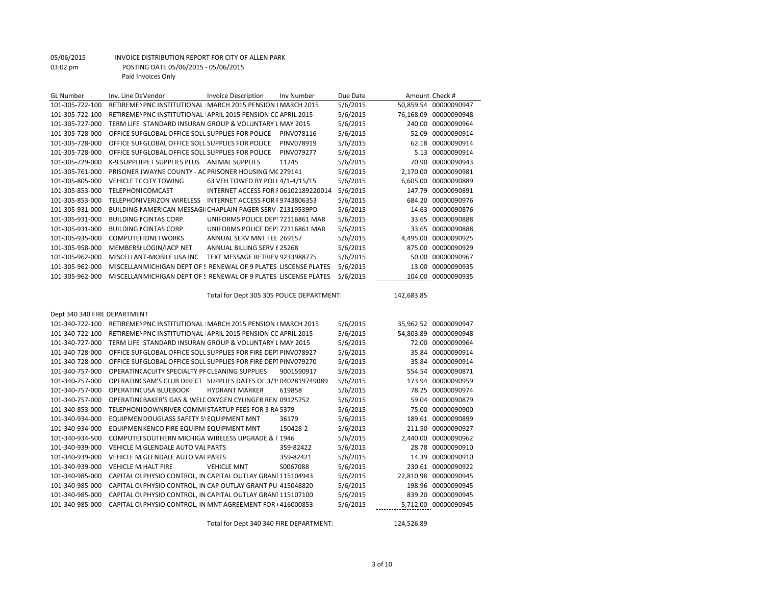05/06/2015 INVOICE DISTRIBUTION REPORT FOR CITY OF ALLEN PARK
03:02 pm POSTING DATE 05/06/2015 - 05/06/2015
Paid Invoices Only

| GL Number | Inv. Line De Vendor | Invoice Description | Inv Number | Due Date | Amount | Check # |
|---|---|---|---|---|---|---|
| 101-305-722-100 | RETIREMEN PNC INSTITUTIONAL | MARCH 2015 PENSION ( | MARCH 2015 | 5/6/2015 | 50,859.54 | 00000090947 |
| 101-305-722-100 | RETIREMEN PNC INSTITUTIONAL | APRIL 2015 PENSION CC | APRIL 2015 | 5/6/2015 | 76,168.09 | 00000090948 |
| 101-305-727-000 | TERM LIFE STANDARD INSURAN | GROUP & VOLUNTARY L | MAY 2015 | 5/6/2015 | 240.00 | 00000090964 |
| 101-305-728-000 | OFFICE SUF GLOBAL OFFICE SOLL | SUPPLIES FOR POLICE | PINV078116 | 5/6/2015 | 52.09 | 00000090914 |
| 101-305-728-000 | OFFICE SUF GLOBAL OFFICE SOLL | SUPPLIES FOR POLICE | PINV078919 | 5/6/2015 | 62.18 | 00000090914 |
| 101-305-728-000 | OFFICE SUF GLOBAL OFFICE SOLL | SUPPLIES FOR POLICE | PINV079277 | 5/6/2015 | 5.13 | 00000090914 |
| 101-305-729-000 | K-9 SUPPLII PET SUPPLIES PLUS | ANIMAL SUPPLIES | 11245 | 5/6/2015 | 70.90 | 00000090943 |
| 101-305-761-000 | PRISONER I WAYNE COUNTY - AC | PRISONER HOUSING MC | 279141 | 5/6/2015 | 2,170.00 | 00000090981 |
| 101-305-805-000 | VEHICLE TC CITY TOWING | 63 VEH TOWED BY POLI | 4/1-4/15/15 | 5/6/2015 | 6,605.00 | 00000090889 |
| 101-305-853-000 | TELEPHONI COMCAST | INTERNET ACCESS FOR I | 06102189220014 | 5/6/2015 | 147.79 | 00000090891 |
| 101-305-853-000 | TELEPHONI VERIZON WIRELESS | INTERNET ACCESS FOR I | 9743806353 | 5/6/2015 | 684.20 | 00000090976 |
| 101-305-931-000 | BUILDING I AMERICAN MESSAGI | CHAPLAIN PAGER SERV | Z1319539PD | 5/6/2015 | 14.63 | 00000090876 |
| 101-305-931-000 | BUILDING I CINTAS CORP. | UNIFORMS POLICE DEPT | 72116861 MAR | 5/6/2015 | 33.65 | 00000090888 |
| 101-305-931-000 | BUILDING I CINTAS CORP. | UNIFORMS POLICE DEPT | 72116861 MAR | 5/6/2015 | 33.65 | 00000090888 |
| 101-305-935-000 | COMPUTEF IDNETWORKS | ANNUAL SERV MNT FEE | 269157 | 5/6/2015 | 4,495.00 | 00000090925 |
| 101-305-958-000 | MEMBERSI LOGIN/IACP NET | ANNUAL BILLING SERV ( | 25268 | 5/6/2015 | 875.00 | 00000090929 |
| 101-305-962-000 | MISCELLAN T-MOBILE USA INC | TEXT MESSAGE RETRIEV | 9233988775 | 5/6/2015 | 50.00 | 00000090967 |
| 101-305-962-000 | MISCELLAN MICHIGAN DEPT OF S | RENEWAL OF 9 PLATES | LISCENSE PLATES | 5/6/2015 | 13.00 | 00000090935 |
| 101-305-962-000 | MISCELLAN MICHIGAN DEPT OF S | RENEWAL OF 9 PLATES | LISCENSE PLATES | 5/6/2015 | 104.00 | 00000090935 |
| | | Total for Dept 305 305 POLICE DEPARTMENT: | | | 142,683.85 | |

Dept 340 340 FIRE DEPARTMENT

| GL Number | Inv. Line De Vendor | Invoice Description | Inv Number | Due Date | Amount | Check # |
|---|---|---|---|---|---|---|
| 101-340-722-100 | RETIREMEN PNC INSTITUTIONAL | MARCH 2015 PENSION ( | MARCH 2015 | 5/6/2015 | 35,962.52 | 00000090947 |
| 101-340-722-100 | RETIREMEN PNC INSTITUTIONAL | APRIL 2015 PENSION CC | APRIL 2015 | 5/6/2015 | 54,803.89 | 00000090948 |
| 101-340-727-000 | TERM LIFE STANDARD INSURAN | GROUP & VOLUNTARY L | MAY 2015 | 5/6/2015 | 72.00 | 00000090964 |
| 101-340-728-000 | OFFICE SUF GLOBAL OFFICE SOLL | SUPPLIES FOR FIRE DEPT | PINV078927 | 5/6/2015 | 35.84 | 00000090914 |
| 101-340-728-000 | OFFICE SUF GLOBAL OFFICE SOLL | SUPPLIES FOR FIRE DEPT | PINV079270 | 5/6/2015 | 35.84 | 00000090914 |
| 101-340-757-000 | OPERATING ACUITY SPECIALTY PF | CLEANING SUPPLIES | 9001590917 | 5/6/2015 | 554.54 | 00000090871 |
| 101-340-757-000 | OPERATING SAM'S CLUB DIRECT | SUPPLIES DATES OF 3/1! | 0402819749089 | 5/6/2015 | 173.94 | 00000090959 |
| 101-340-757-000 | OPERATING USA BLUEBOOK | HYDRANT MARKER | 619858 | 5/6/2015 | 78.25 | 00000090974 |
| 101-340-757-000 | OPERATING BAKER'S GAS & WELD | OXYGEN CYLINGER REN | 09125752 | 5/6/2015 | 59.04 | 00000090879 |
| 101-340-853-000 | TELEPHONI DOWNRIVER COMMI | STARTUP FEES FOR 3 RA | 5379 | 5/6/2015 | 75.00 | 00000090900 |
| 101-340-934-000 | EQUIPMEN DOUGLASS SAFETY S | EQUIPMENT MNT | 36179 | 5/6/2015 | 189.61 | 00000090899 |
| 101-340-934-000 | EQUIPMEN KENCO FIRE EQUIPM | EQUIPMENT MNT | 150428-2 | 5/6/2015 | 211.50 | 00000090927 |
| 101-340-934-500 | COMPUTEF SOUTHERN MICHIGA | WIRELESS UPGRADE & I | 1946 | 5/6/2015 | 2,440.00 | 00000090962 |
| 101-340-939-000 | VEHICLE M GLENDALE AUTO VAL | PARTS | 359-82422 | 5/6/2015 | 28.78 | 00000090910 |
| 101-340-939-000 | VEHICLE M GLENDALE AUTO VAL | PARTS | 359-82421 | 5/6/2015 | 14.39 | 00000090910 |
| 101-340-939-000 | VEHICLE M HALT FIRE | VEHICLE MNT | S0067088 | 5/6/2015 | 230.61 | 00000090922 |
| 101-340-985-000 | CAPITAL OI PHYSIO CONTROL, IN | CAPITAL OUTLAY GRANT | 115104943 | 5/6/2015 | 22,810.98 | 00000090945 |
| 101-340-985-000 | CAPITAL OI PHYSIO CONTROL, IN | CAP OUTLAY GRANT PU | 415048820 | 5/6/2015 | 198.96 | 00000090945 |
| 101-340-985-000 | CAPITAL OI PHYSIO CONTROL, IN | CAPITAL OUTLAY GRANT | 115107100 | 5/6/2015 | 839.20 | 00000090945 |
| 101-340-985-000 | CAPITAL OI PHYSIO CONTROL, IN | MNT AGREEMENT FOR ( | 416000853 | 5/6/2015 | 5,712.00 | 00000090945 |
| | | Total for Dept 340 340 FIRE DEPARTMENT: | | | 124,526.89 | |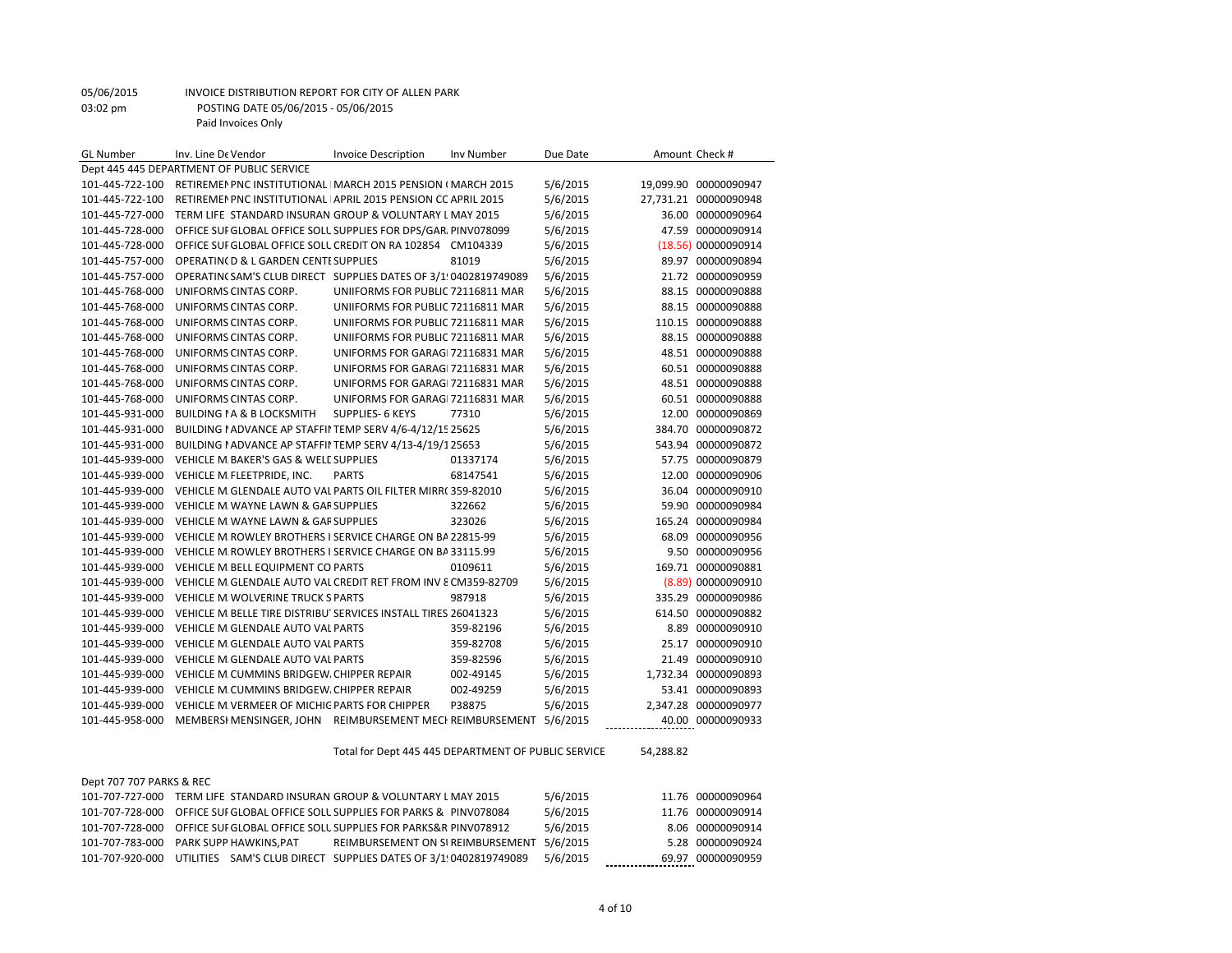05/06/2015 INVOICE DISTRIBUTION REPORT FOR CITY OF ALLEN PARK
03:02 pm POSTING DATE 05/06/2015 - 05/06/2015
Paid Invoices Only

| GL Number | Inv. Line De | Vendor | Invoice Description | Inv Number | Due Date | Amount | Check # |
|---|---|---|---|---|---|---|---|
| Dept 445 445 DEPARTMENT OF PUBLIC SERVICE | | | | | | | |
| 101-445-722-100 | RETIREMEN | PNC INSTITUTIONAL | MARCH 2015 PENSION ( | MARCH 2015 | 5/6/2015 | 19,099.90 | 00000090947 |
| 101-445-722-100 | RETIREMEN | PNC INSTITUTIONAL | APRIL 2015 PENSION CC | APRIL 2015 | 5/6/2015 | 27,731.21 | 00000090948 |
| 101-445-727-000 | TERM LIFE | STANDARD INSURAN | GROUP & VOLUNTARY L | MAY 2015 | 5/6/2015 | 36.00 | 00000090964 |
| 101-445-728-000 | OFFICE SUF | GLOBAL OFFICE SOLL | SUPPLIES FOR DPS/GAR, | PINV078099 | 5/6/2015 | 47.59 | 00000090914 |
| 101-445-728-000 | OFFICE SUF | GLOBAL OFFICE SOLL | CREDIT ON RA 102854 | CM104339 | 5/6/2015 | (18.56) | 00000090914 |
| 101-445-757-000 | OPERATINC | D & L GARDEN CENTE | SUPPLIES | 81019 | 5/6/2015 | 89.97 | 00000090894 |
| 101-445-757-000 | OPERATINC | SAM'S CLUB DIRECT | SUPPLIES DATES OF 3/1! | 0402819749089 | 5/6/2015 | 21.72 | 00000090959 |
| 101-445-768-000 | UNIFORMS | CINTAS CORP. | UNIIFORMS FOR PUBLIC | 72116811 MAR | 5/6/2015 | 88.15 | 00000090888 |
| 101-445-768-000 | UNIFORMS | CINTAS CORP. | UNIIFORMS FOR PUBLIC | 72116811 MAR | 5/6/2015 | 88.15 | 00000090888 |
| 101-445-768-000 | UNIFORMS | CINTAS CORP. | UNIIFORMS FOR PUBLIC | 72116811 MAR | 5/6/2015 | 110.15 | 00000090888 |
| 101-445-768-000 | UNIFORMS | CINTAS CORP. | UNIIFORMS FOR PUBLIC | 72116811 MAR | 5/6/2015 | 88.15 | 00000090888 |
| 101-445-768-000 | UNIFORMS | CINTAS CORP. | UNIFORMS FOR GARAGI | 72116831 MAR | 5/6/2015 | 48.51 | 00000090888 |
| 101-445-768-000 | UNIFORMS | CINTAS CORP. | UNIFORMS FOR GARAGI | 72116831 MAR | 5/6/2015 | 60.51 | 00000090888 |
| 101-445-768-000 | UNIFORMS | CINTAS CORP. | UNIFORMS FOR GARAGI | 72116831 MAR | 5/6/2015 | 48.51 | 00000090888 |
| 101-445-768-000 | UNIFORMS | CINTAS CORP. | UNIFORMS FOR GARAGI | 72116831 MAR | 5/6/2015 | 60.51 | 00000090888 |
| 101-445-931-000 | BUILDING I | A & B LOCKSMITH | SUPPLIES- 6 KEYS | 77310 | 5/6/2015 | 12.00 | 00000090869 |
| 101-445-931-000 | BUILDING I | ADVANCE AP STAFFII | TEMP SERV 4/6-4/12/15 | 25625 | 5/6/2015 | 384.70 | 00000090872 |
| 101-445-931-000 | BUILDING I | ADVANCE AP STAFFII | TEMP SERV 4/13-4/19/1 | 25653 | 5/6/2015 | 543.94 | 00000090872 |
| 101-445-939-000 | VEHICLE M. | BAKER'S GAS & WELC | SUPPLIES | 01337174 | 5/6/2015 | 57.75 | 00000090879 |
| 101-445-939-000 | VEHICLE M. | FLEETPRIDE, INC. | PARTS | 68147541 | 5/6/2015 | 12.00 | 00000090906 |
| 101-445-939-000 | VEHICLE M. | GLENDALE AUTO VAL | PARTS OIL FILTER MIRR( | 359-82010 | 5/6/2015 | 36.04 | 00000090910 |
| 101-445-939-000 | VEHICLE M. | WAYNE LAWN & GAF | SUPPLIES | 322662 | 5/6/2015 | 59.90 | 00000090984 |
| 101-445-939-000 | VEHICLE M. | WAYNE LAWN & GAF | SUPPLIES | 323026 | 5/6/2015 | 165.24 | 00000090984 |
| 101-445-939-000 | VEHICLE M. | ROWLEY BROTHERS I | SERVICE CHARGE ON BA | 22815-99 | 5/6/2015 | 68.09 | 00000090956 |
| 101-445-939-000 | VEHICLE M. | ROWLEY BROTHERS I | SERVICE CHARGE ON BA | 33115.99 | 5/6/2015 | 9.50 | 00000090956 |
| 101-445-939-000 | VEHICLE M. | BELL EQUIPMENT CO | PARTS | 0109611 | 5/6/2015 | 169.71 | 00000090881 |
| 101-445-939-000 | VEHICLE M. | GLENDALE AUTO VAL | CREDIT RET FROM INV 8 | CM359-82709 | 5/6/2015 | (8.89) | 00000090910 |
| 101-445-939-000 | VEHICLE M. | WOLVERINE TRUCK S | PARTS | 987918 | 5/6/2015 | 335.29 | 00000090986 |
| 101-445-939-000 | VEHICLE M. | BELLE TIRE DISTRIBU | SERVICES INSTALL TIRES | 26041323 | 5/6/2015 | 614.50 | 00000090882 |
| 101-445-939-000 | VEHICLE M. | GLENDALE AUTO VAL | PARTS | 359-82196 | 5/6/2015 | 8.89 | 00000090910 |
| 101-445-939-000 | VEHICLE M. | GLENDALE AUTO VAL | PARTS | 359-82708 | 5/6/2015 | 25.17 | 00000090910 |
| 101-445-939-000 | VEHICLE M. | GLENDALE AUTO VAL | PARTS | 359-82596 | 5/6/2015 | 21.49 | 00000090910 |
| 101-445-939-000 | VEHICLE M. | CUMMINS BRIDGEW. | CHIPPER REPAIR | 002-49145 | 5/6/2015 | 1,732.34 | 00000090893 |
| 101-445-939-000 | VEHICLE M. | CUMMINS BRIDGEW. | CHIPPER REPAIR | 002-49259 | 5/6/2015 | 53.41 | 00000090893 |
| 101-445-939-000 | VEHICLE M. | VERMEER OF MICHIG | PARTS FOR CHIPPER | P38875 | 5/6/2015 | 2,347.28 | 00000090977 |
| 101-445-958-000 | MEMBERSH | MENSINGER, JOHN | REIMBURSEMENT MECH | REIMBURSEMENT | 5/6/2015 | 40.00 | 00000090933 |
| | | | Total for Dept 445 445 DEPARTMENT OF PUBLIC SERVICE | | | 54,288.82 | |
| Dept 707 707 PARKS & REC | | | | | | | |
| 101-707-727-000 | TERM LIFE | STANDARD INSURAN | GROUP & VOLUNTARY L | MAY 2015 | 5/6/2015 | 11.76 | 00000090964 |
| 101-707-728-000 | OFFICE SUF | GLOBAL OFFICE SOLL | SUPPLIES FOR PARKS & | PINV078084 | 5/6/2015 | 11.76 | 00000090914 |
| 101-707-728-000 | OFFICE SUF | GLOBAL OFFICE SOLL | SUPPLIES FOR PARKS&R | PINV078912 | 5/6/2015 | 8.06 | 00000090914 |
| 101-707-783-000 | PARK SUPP | HAWKINS,PAT | REIMBURSEMENT ON SI | REIMBURSEMENT | 5/6/2015 | 5.28 | 00000090924 |
| 101-707-920-000 | UTILITIES | SAM'S CLUB DIRECT | SUPPLIES DATES OF 3/1! | 0402819749089 | 5/6/2015 | 69.97 | 00000090959 |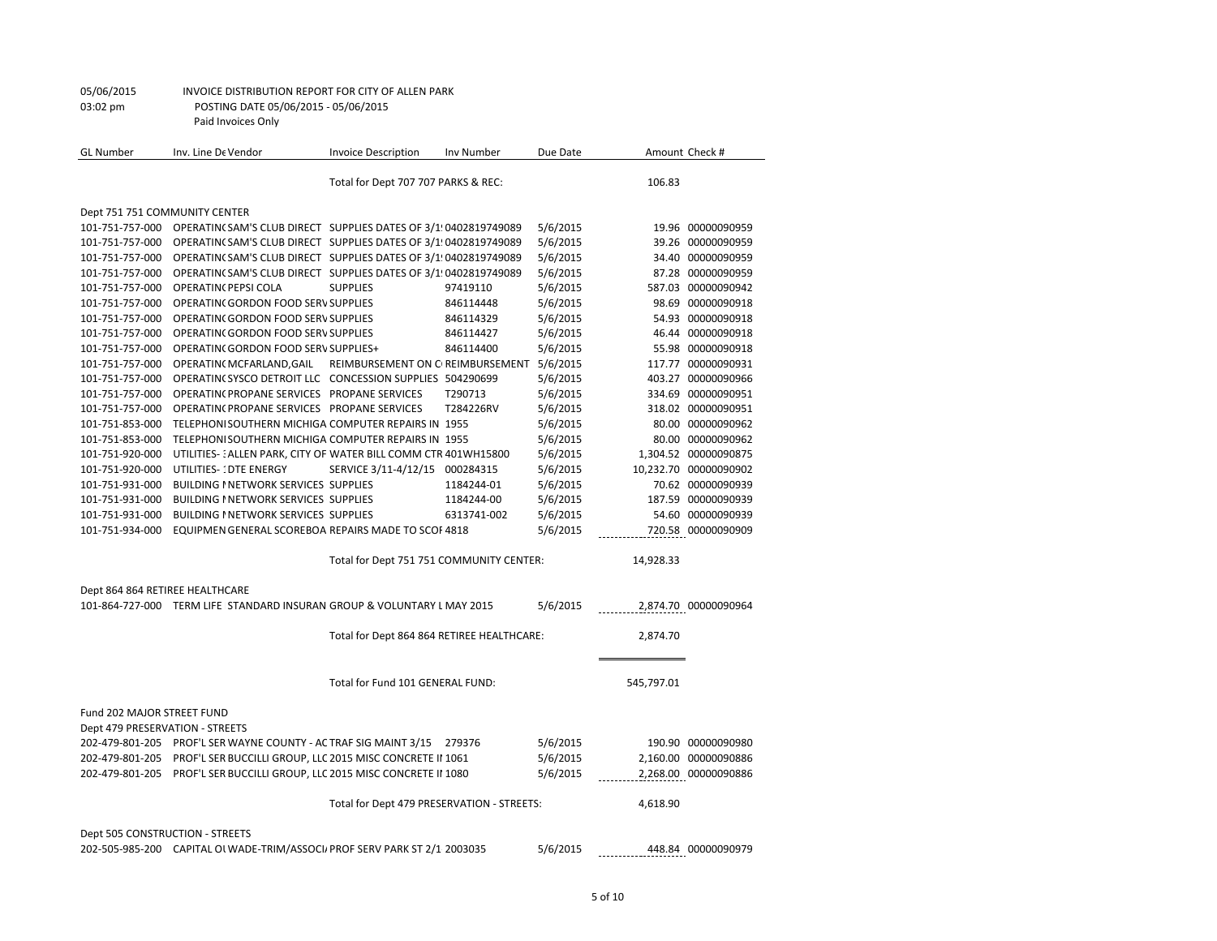05/06/2015 INVOICE DISTRIBUTION REPORT FOR CITY OF ALLEN PARK
03:02 pm POSTING DATE 05/06/2015 - 05/06/2015
Paid Invoices Only

| GL Number | Inv. Line De Vendor | Invoice Description | Inv Number | Due Date | Amount | Check # |
|---|---|---|---|---|---|---|
| | | Total for Dept 707 707 PARKS & REC: | | | 106.83 | |
| Dept 751 751 COMMUNITY CENTER | | | | | | |
| 101-751-757-000 | OPERATINC SAM'S CLUB DIRECT | SUPPLIES DATES OF 3/1! | 0402819749089 | 5/6/2015 | 19.96 | 00000090959 |
| 101-751-757-000 | OPERATINC SAM'S CLUB DIRECT | SUPPLIES DATES OF 3/1! | 0402819749089 | 5/6/2015 | 39.26 | 00000090959 |
| 101-751-757-000 | OPERATINC SAM'S CLUB DIRECT | SUPPLIES DATES OF 3/1! | 0402819749089 | 5/6/2015 | 34.40 | 00000090959 |
| 101-751-757-000 | OPERATINC SAM'S CLUB DIRECT | SUPPLIES DATES OF 3/1! | 0402819749089 | 5/6/2015 | 87.28 | 00000090959 |
| 101-751-757-000 | OPERATINC PEPSI COLA | SUPPLIES | 97419110 | 5/6/2015 | 587.03 | 00000090942 |
| 101-751-757-000 | OPERATINC GORDON FOOD SERV | SUPPLIES | 846114448 | 5/6/2015 | 98.69 | 00000090918 |
| 101-751-757-000 | OPERATINC GORDON FOOD SERV | SUPPLIES | 846114329 | 5/6/2015 | 54.93 | 00000090918 |
| 101-751-757-000 | OPERATINC GORDON FOOD SERV | SUPPLIES | 846114427 | 5/6/2015 | 46.44 | 00000090918 |
| 101-751-757-000 | OPERATINC GORDON FOOD SERV | SUPPLIES+ | 846114400 | 5/6/2015 | 55.98 | 00000090918 |
| 101-751-757-000 | OPERATINC MCFARLAND,GAIL | REIMBURSEMENT ON C | REIMBURSEMENT | 5/6/2015 | 117.77 | 00000090931 |
| 101-751-757-000 | OPERATINC SYSCO DETROIT LLC | CONCESSION SUPPLIES | 504290699 | 5/6/2015 | 403.27 | 00000090966 |
| 101-751-757-000 | OPERATINC PROPANE SERVICES | PROPANE SERVICES | T290713 | 5/6/2015 | 334.69 | 00000090951 |
| 101-751-757-000 | OPERATINC PROPANE SERVICES | PROPANE SERVICES | T284226RV | 5/6/2015 | 318.02 | 00000090951 |
| 101-751-853-000 | TELEPHONI SOUTHERN MICHIGA | COMPUTER REPAIRS IN | 1955 | 5/6/2015 | 80.00 | 00000090962 |
| 101-751-853-000 | TELEPHONI SOUTHERN MICHIGA | COMPUTER REPAIRS IN | 1955 | 5/6/2015 | 80.00 | 00000090962 |
| 101-751-920-000 | UTILITIES- : ALLEN PARK, CITY OF | WATER BILL COMM CTR | 401WH15800 | 5/6/2015 | 1,304.52 | 00000090875 |
| 101-751-920-000 | UTILITIES- : DTE ENERGY | SERVICE 3/11-4/12/15 | 000284315 | 5/6/2015 | 10,232.70 | 00000090902 |
| 101-751-931-000 | BUILDING I NETWORK SERVICES | SUPPLIES | 1184244-01 | 5/6/2015 | 70.62 | 00000090939 |
| 101-751-931-000 | BUILDING I NETWORK SERVICES | SUPPLIES | 1184244-00 | 5/6/2015 | 187.59 | 00000090939 |
| 101-751-931-000 | BUILDING I NETWORK SERVICES | SUPPLIES | 6313741-002 | 5/6/2015 | 54.60 | 00000090939 |
| 101-751-934-000 | EQUIPMEN GENERAL SCOREBOA | REPAIRS MADE TO SCOF | 4818 | 5/6/2015 | 720.58 | 00000090909 |
| | | Total for Dept 751 751 COMMUNITY CENTER: | | | 14,928.33 | |
| Dept 864 864 RETIREE HEALTHCARE | | | | | | |
| 101-864-727-000 | TERM LIFE STANDARD INSURAN | GROUP & VOLUNTARY L | MAY 2015 | 5/6/2015 | 2,874.70 | 00000090964 |
| | | Total for Dept 864 864 RETIREE HEALTHCARE: | | | 2,874.70 | |
| | | Total for Fund 101 GENERAL FUND: | | | 545,797.01 | |
| Fund 202 MAJOR STREET FUND | | | | | | |
| Dept 479 PRESERVATION - STREETS | | | | | | |
| 202-479-801-205 | PROF'L SER WAYNE COUNTY - AC | TRAF SIG MAINT 3/15 | 279376 | 5/6/2015 | 190.90 | 00000090980 |
| 202-479-801-205 | PROF'L SER BUCCILLI GROUP, LLC | 2015 MISC CONCRETE II | 1061 | 5/6/2015 | 2,160.00 | 00000090886 |
| 202-479-801-205 | PROF'L SER BUCCILLI GROUP, LLC | 2015 MISC CONCRETE II | 1080 | 5/6/2015 | 2,268.00 | 00000090886 |
| | | Total for Dept 479 PRESERVATION - STREETS: | | | 4,618.90 | |
| Dept 505 CONSTRUCTION - STREETS | | | | | | |
| 202-505-985-200 | CAPITAL OI WADE-TRIM/ASSOCI/ | PROF SERV PARK ST 2/1 | 2003035 | 5/6/2015 | 448.84 | 00000090979 |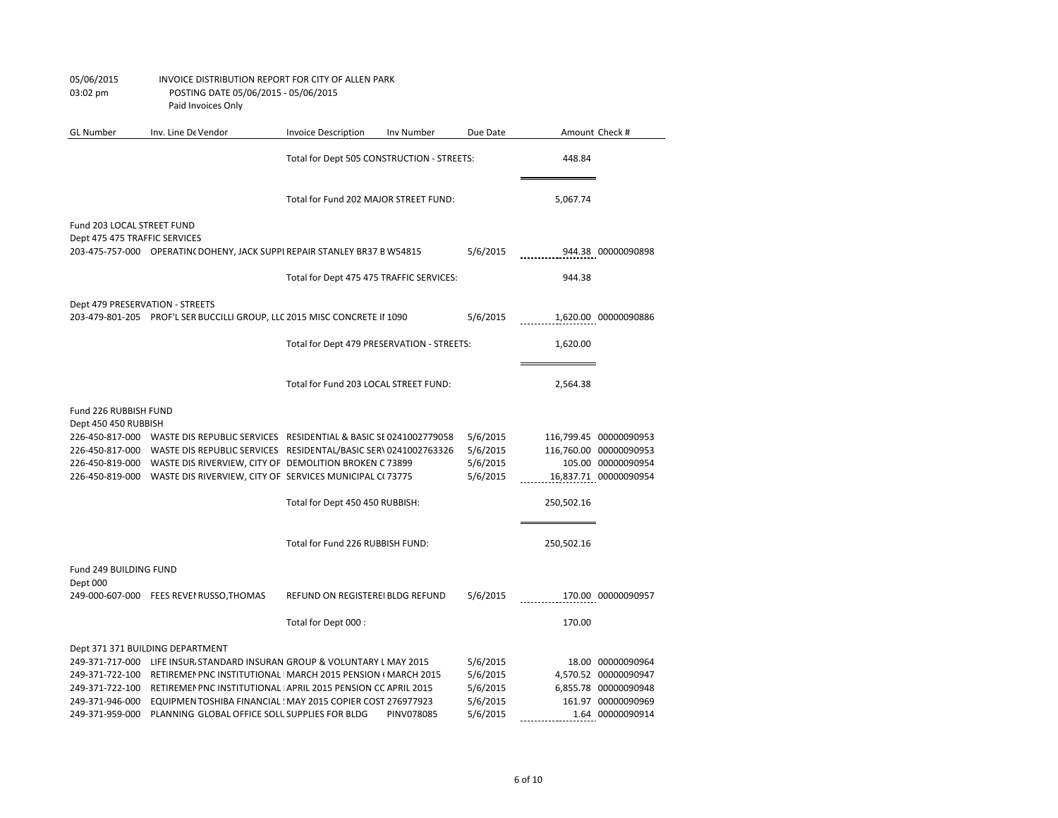05/06/2015 INVOICE DISTRIBUTION REPORT FOR CITY OF ALLEN PARK
03:02 pm POSTING DATE 05/06/2015 - 05/06/2015
Paid Invoices Only

| GL Number | Inv. Line De Vendor | Invoice Description | Inv Number | Due Date | Amount | Check # |
|---|---|---|---|---|---|---|
| | | Total for Dept 505 CONSTRUCTION - STREETS: | | | 448.84 | |
| | | Total for Fund 202 MAJOR STREET FUND: | | | 5,067.74 | |
| Fund 203 LOCAL STREET FUND | | | | | | |
| Dept 475 475 TRAFFIC SERVICES | | | | | | |
| 203-475-757-000 | OPERATINC DOHENY, JACK SUPPL | REPAIR STANLEY BR37 B | W54815 | 5/6/2015 | 944.38 | 00000090898 |
| | | Total for Dept 475 475 TRAFFIC SERVICES: | | | 944.38 | |
| Dept 479 PRESERVATION - STREETS | | | | | | |
| 203-479-801-205 | PROF'L SER BUCCILLI GROUP, LLC | 2015 MISC CONCRETE II | 1090 | 5/6/2015 | 1,620.00 | 00000090886 |
| | | Total for Dept 479 PRESERVATION - STREETS: | | | 1,620.00 | |
| | | Total for Fund 203 LOCAL STREET FUND: | | | 2,564.38 | |
| Fund 226 RUBBISH FUND | | | | | | |
| Dept 450 450 RUBBISH | | | | | | |
| 226-450-817-000 | WASTE DIS REPUBLIC SERVICES | RESIDENTIAL & BASIC SE | 0241002779058 | 5/6/2015 | 116,799.45 | 00000090953 |
| 226-450-817-000 | WASTE DIS REPUBLIC SERVICES | RESIDENTAL/BASIC SER\ | 0241002763326 | 5/6/2015 | 116,760.00 | 00000090953 |
| 226-450-819-000 | WASTE DIS RIVERVIEW, CITY OF | DEMOLITION BROKEN C | 73899 | 5/6/2015 | 105.00 | 00000090954 |
| 226-450-819-000 | WASTE DIS RIVERVIEW, CITY OF | SERVICES MUNICIPAL CO | 73775 | 5/6/2015 | 16,837.71 | 00000090954 |
| | | Total for Dept 450 450 RUBBISH: | | | 250,502.16 | |
| | | Total for Fund 226 RUBBISH FUND: | | | 250,502.16 | |
| Fund 249 BUILDING FUND | | | | | | |
| Dept 000 | | | | | | |
| 249-000-607-000 | FEES REVEI RUSSO,THOMAS | REFUND ON REGISTEREI | BLDG REFUND | 5/6/2015 | 170.00 | 00000090957 |
| | | Total for Dept 000 : | | | 170.00 | |
| Dept 371 371 BUILDING DEPARTMENT | | | | | | |
| 249-371-717-000 | LIFE INSUR. STANDARD INSURAN | GROUP & VOLUNTARY L | MAY 2015 | 5/6/2015 | 18.00 | 00000090964 |
| 249-371-722-100 | RETIREMEI PNC INSTITUTIONAL | MARCH 2015 PENSION ( | MARCH 2015 | 5/6/2015 | 4,570.52 | 00000090947 |
| 249-371-722-100 | RETIREMEI PNC INSTITUTIONAL | APRIL 2015 PENSION CC | APRIL 2015 | 5/6/2015 | 6,855.78 | 00000090948 |
| 249-371-946-000 | EQUIPMEN TOSHIBA FINANCIAL | MAY 2015 COPIER COST | 276977923 | 5/6/2015 | 161.97 | 00000090969 |
| 249-371-959-000 | PLANNING GLOBAL OFFICE SOLU | SUPPLIES FOR BLDG | PINV078085 | 5/6/2015 | 1.64 | 00000090914 |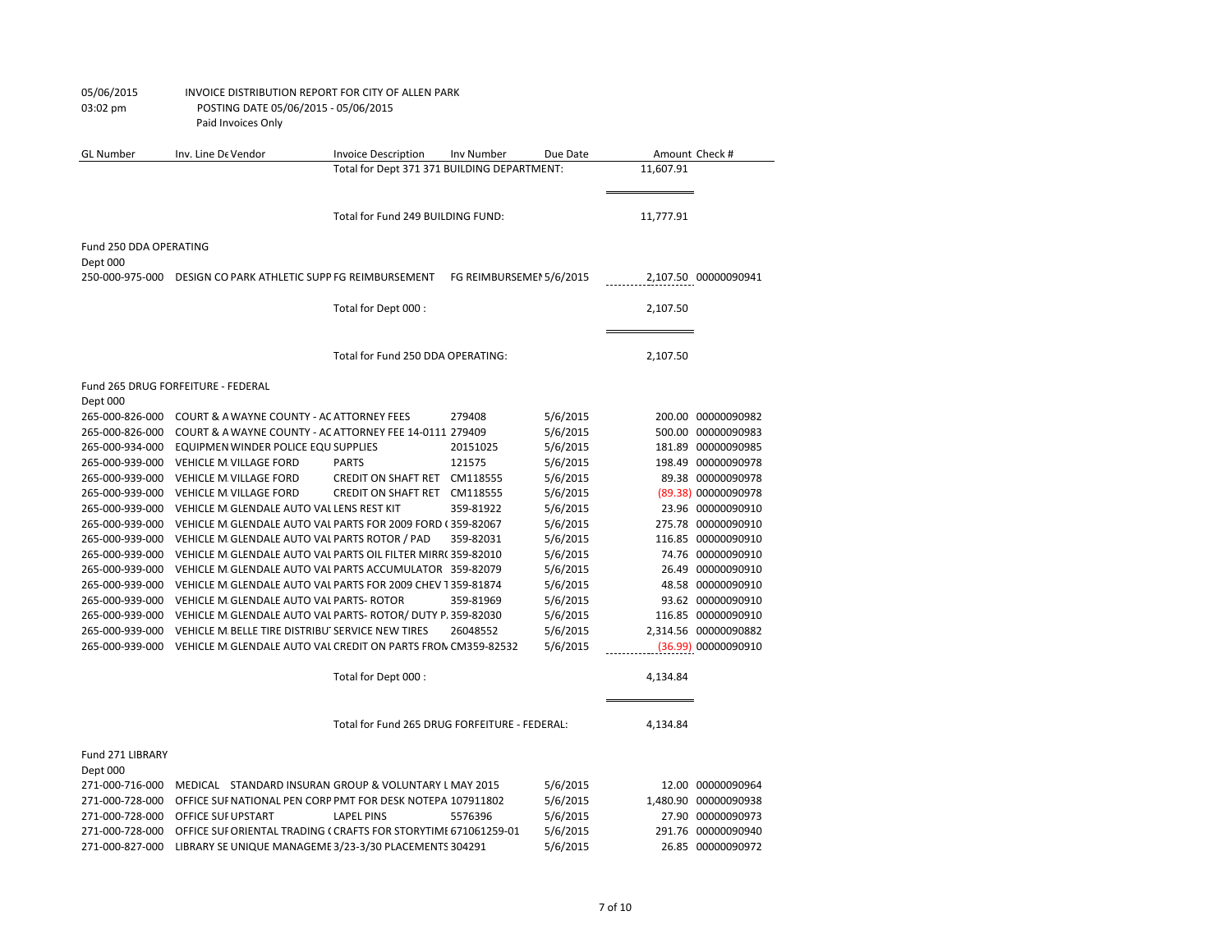05/06/2015 INVOICE DISTRIBUTION REPORT FOR CITY OF ALLEN PARK
03:02 pm POSTING DATE 05/06/2015 - 05/06/2015
Paid Invoices Only

| GL Number | Inv. Line De Vendor | Invoice Description | Inv Number | Due Date | Amount | Check # |
|---|---|---|---|---|---|---|
| | | Total for Dept 371 371 BUILDING DEPARTMENT: | | | 11,607.91 | |
| | | Total for Fund 249 BUILDING FUND: | | | 11,777.91 | |
| Fund 250 DDA OPERATING | | | | | | |
| Dept 000 | | | | | | |
| 250-000-975-000 | DESIGN CO PARK ATHLETIC SUPP | FG REIMBURSEMENT | FG REIMBURSEMEI | 5/6/2015 | 2,107.50 | 00000090941 |
| | | Total for Dept 000 : | | | 2,107.50 | |
| | | Total for Fund 250 DDA OPERATING: | | | 2,107.50 | |
| Fund 265 DRUG FORFEITURE - FEDERAL | | | | | | |
| Dept 000 | | | | | | |
| 265-000-826-000 | COURT & A WAYNE COUNTY - AC | ATTORNEY FEES | 279408 | 5/6/2015 | 200.00 | 00000090982 |
| 265-000-826-000 | COURT & A WAYNE COUNTY - AC | ATTORNEY FEE 14-0111 | 279409 | 5/6/2015 | 500.00 | 00000090983 |
| 265-000-934-000 | EQUIPMEN WINDER POLICE EQU | SUPPLIES | 20151025 | 5/6/2015 | 181.89 | 00000090985 |
| 265-000-939-000 | VEHICLE M. VILLAGE FORD | PARTS | 121575 | 5/6/2015 | 198.49 | 00000090978 |
| 265-000-939-000 | VEHICLE M. VILLAGE FORD | CREDIT ON SHAFT RET | CM118555 | 5/6/2015 | 89.38 | 00000090978 |
| 265-000-939-000 | VEHICLE M. VILLAGE FORD | CREDIT ON SHAFT RET | CM118555 | 5/6/2015 | (89.38) | 00000090978 |
| 265-000-939-000 | VEHICLE M. GLENDALE AUTO VAL | LENS REST KIT | 359-81922 | 5/6/2015 | 23.96 | 00000090910 |
| 265-000-939-000 | VEHICLE M. GLENDALE AUTO VAL | PARTS FOR 2009 FORD ( | 359-82067 | 5/6/2015 | 275.78 | 00000090910 |
| 265-000-939-000 | VEHICLE M. GLENDALE AUTO VAL | PARTS ROTOR / PAD | 359-82031 | 5/6/2015 | 116.85 | 00000090910 |
| 265-000-939-000 | VEHICLE M. GLENDALE AUTO VAL | PARTS OIL FILTER MIRR( | 359-82010 | 5/6/2015 | 74.76 | 00000090910 |
| 265-000-939-000 | VEHICLE M. GLENDALE AUTO VAL | PARTS ACCUMULATOR | 359-82079 | 5/6/2015 | 26.49 | 00000090910 |
| 265-000-939-000 | VEHICLE M. GLENDALE AUTO VAL | PARTS FOR 2009 CHEV 1 | 359-81874 | 5/6/2015 | 48.58 | 00000090910 |
| 265-000-939-000 | VEHICLE M. GLENDALE AUTO VAL | PARTS- ROTOR | 359-81969 | 5/6/2015 | 93.62 | 00000090910 |
| 265-000-939-000 | VEHICLE M. GLENDALE AUTO VAL | PARTS- ROTOR/ DUTY P. | 359-82030 | 5/6/2015 | 116.85 | 00000090910 |
| 265-000-939-000 | VEHICLE M. BELLE TIRE DISTRIBU | SERVICE NEW TIRES | 26048552 | 5/6/2015 | 2,314.56 | 00000090882 |
| 265-000-939-000 | VEHICLE M. GLENDALE AUTO VAL | CREDIT ON PARTS FROM | CM359-82532 | 5/6/2015 | (36.99) | 00000090910 |
| | | Total for Dept 000 : | | | 4,134.84 | |
| | | Total for Fund 265 DRUG FORFEITURE - FEDERAL: | | | 4,134.84 | |
| Fund 271 LIBRARY | | | | | | |
| Dept 000 | | | | | | |
| 271-000-716-000 | MEDICAL STANDARD INSURAN | GROUP & VOLUNTARY L | MAY 2015 | 5/6/2015 | 12.00 | 00000090964 |
| 271-000-728-000 | OFFICE SUF NATIONAL PEN CORP | PMT FOR DESK NOTEPA | 107911802 | 5/6/2015 | 1,480.90 | 00000090938 |
| 271-000-728-000 | OFFICE SUF UPSTART | LAPEL PINS | 5576396 | 5/6/2015 | 27.90 | 00000090973 |
| 271-000-728-000 | OFFICE SUF ORIENTAL TRADING ( | CRAFTS FOR STORYTIMI | 671061259-01 | 5/6/2015 | 291.76 | 00000090940 |
| 271-000-827-000 | LIBRARY SE UNIQUE MANAGEME | 3/23-3/30 PLACEMENTS | 304291 | 5/6/2015 | 26.85 | 00000090972 |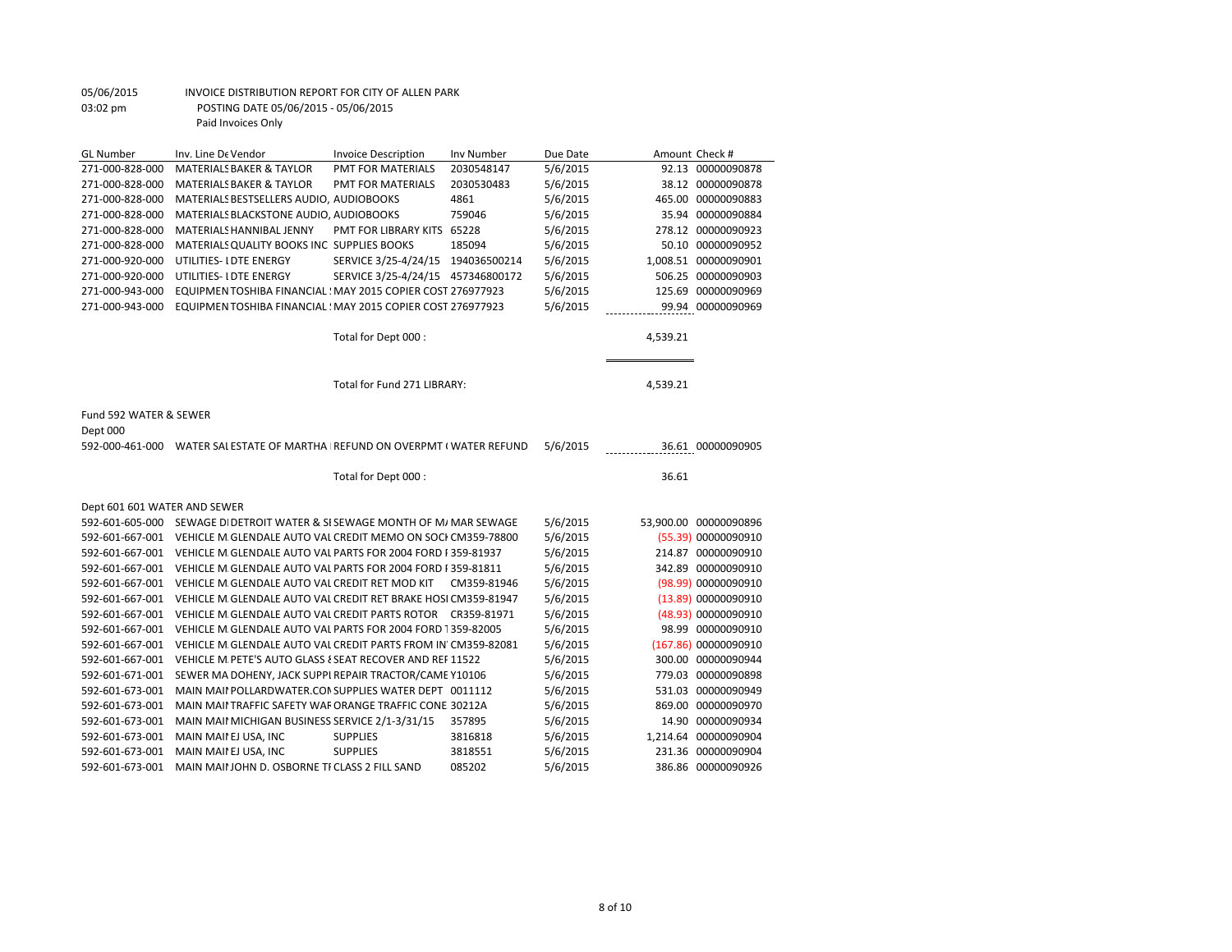05/06/2015 INVOICE DISTRIBUTION REPORT FOR CITY OF ALLEN PARK
03:02 pm POSTING DATE 05/06/2015 - 05/06/2015
Paid Invoices Only

| GL Number | Inv. Line De Vendor | Invoice Description | Inv Number | Due Date | Amount | Check # |
|---|---|---|---|---|---|---|
| 271-000-828-000 | MATERIALS BAKER & TAYLOR | PMT FOR MATERIALS | 2030548147 | 5/6/2015 | 92.13 | 00000090878 |
| 271-000-828-000 | MATERIALS BAKER & TAYLOR | PMT FOR MATERIALS | 2030530483 | 5/6/2015 | 38.12 | 00000090878 |
| 271-000-828-000 | MATERIALS BESTSELLERS AUDIO, AUDIOBOOKS | | 4861 | 5/6/2015 | 465.00 | 00000090883 |
| 271-000-828-000 | MATERIALS BLACKSTONE AUDIO, AUDIOBOOKS | | 759046 | 5/6/2015 | 35.94 | 00000090884 |
| 271-000-828-000 | MATERIALS HANNIBAL JENNY | PMT FOR LIBRARY KITS | 65228 | 5/6/2015 | 278.12 | 00000090923 |
| 271-000-828-000 | MATERIALS QUALITY BOOKS INC | SUPPLIES BOOKS | 185094 | 5/6/2015 | 50.10 | 00000090952 |
| 271-000-920-000 | UTILITIES- I DTE ENERGY | SERVICE 3/25-4/24/15 | 194036500214 | 5/6/2015 | 1,008.51 | 00000090901 |
| 271-000-920-000 | UTILITIES- I DTE ENERGY | SERVICE 3/25-4/24/15 | 457346800172 | 5/6/2015 | 506.25 | 00000090903 |
| 271-000-943-000 | EQUIPMEN TOSHIBA FINANCIAL | MAY 2015 COPIER COST | 276977923 | 5/6/2015 | 125.69 | 00000090969 |
| 271-000-943-000 | EQUIPMEN TOSHIBA FINANCIAL | MAY 2015 COPIER COST | 276977923 | 5/6/2015 | 99.94 | 00000090969 |
| | | Total for Dept 000 : | | | 4,539.21 | |
| | | Total for Fund 271 LIBRARY: | | | 4,539.21 | |

Fund 592 WATER & SEWER

Dept 000

| GL Number | Inv. Line De Vendor | Invoice Description | Inv Number | Due Date | Amount | Check # |
|---|---|---|---|---|---|---|
| 592-000-461-000 | WATER SAL ESTATE OF MARTHA | REFUND ON OVERPMT ( | WATER REFUND | 5/6/2015 | 36.61 | 00000090905 |
| | | Total for Dept 000 : | | | 36.61 | |

Dept 601 601 WATER AND SEWER

| GL Number | Inv. Line De Vendor | Invoice Description | Inv Number | Due Date | Amount | Check # |
|---|---|---|---|---|---|---|
| 592-601-605-000 | SEWAGE DI DETROIT WATER & SI | SEWAGE MONTH OF M/ | MAR SEWAGE | 5/6/2015 | 53,900.00 | 00000090896 |
| 592-601-667-001 | VEHICLE M. GLENDALE AUTO VAL | CREDIT MEMO ON SOCI | CM359-78800 | 5/6/2015 | (55.39) | 00000090910 |
| 592-601-667-001 | VEHICLE M. GLENDALE AUTO VAL | PARTS FOR 2004 FORD I | 359-81937 | 5/6/2015 | 214.87 | 00000090910 |
| 592-601-667-001 | VEHICLE M. GLENDALE AUTO VAL | PARTS FOR 2004 FORD I | 359-81811 | 5/6/2015 | 342.89 | 00000090910 |
| 592-601-667-001 | VEHICLE M. GLENDALE AUTO VAL | CREDIT RET MOD KIT | CM359-81946 | 5/6/2015 | (98.99) | 00000090910 |
| 592-601-667-001 | VEHICLE M. GLENDALE AUTO VAL | CREDIT RET BRAKE HOSI | CM359-81947 | 5/6/2015 | (13.89) | 00000090910 |
| 592-601-667-001 | VEHICLE M. GLENDALE AUTO VAL | CREDIT PARTS ROTOR | CR359-81971 | 5/6/2015 | (48.93) | 00000090910 |
| 592-601-667-001 | VEHICLE M. GLENDALE AUTO VAL | PARTS FOR 2004 FORD 1 | 359-82005 | 5/6/2015 | 98.99 | 00000090910 |
| 592-601-667-001 | VEHICLE M. GLENDALE AUTO VAL | CREDIT PARTS FROM IN' | CM359-82081 | 5/6/2015 | (167.86) | 00000090910 |
| 592-601-667-001 | VEHICLE M. PETE'S AUTO GLASS & | SEAT RECOVER AND REF | 11522 | 5/6/2015 | 300.00 | 00000090944 |
| 592-601-671-001 | SEWER MA DOHENY, JACK SUPPI | REPAIR TRACTOR/CAME | Y10106 | 5/6/2015 | 779.03 | 00000090898 |
| 592-601-673-001 | MAIN MAII POLLARDWATER.COM | SUPPLIES WATER DEPT | 0011112 | 5/6/2015 | 531.03 | 00000090949 |
| 592-601-673-001 | MAIN MAII TRAFFIC SAFETY WAF | ORANGE TRAFFIC CONE | 30212A | 5/6/2015 | 869.00 | 00000090970 |
| 592-601-673-001 | MAIN MAII MICHIGAN BUSINESS | SERVICE 2/1-3/31/15 | 357895 | 5/6/2015 | 14.90 | 00000090934 |
| 592-601-673-001 | MAIN MAII EJ USA, INC | SUPPLIES | 3816818 | 5/6/2015 | 1,214.64 | 00000090904 |
| 592-601-673-001 | MAIN MAII EJ USA, INC | SUPPLIES | 3818551 | 5/6/2015 | 231.36 | 00000090904 |
| 592-601-673-001 | MAIN MAII JOHN D. OSBORNE TI | CLASS 2 FILL SAND | 085202 | 5/6/2015 | 386.86 | 00000090926 |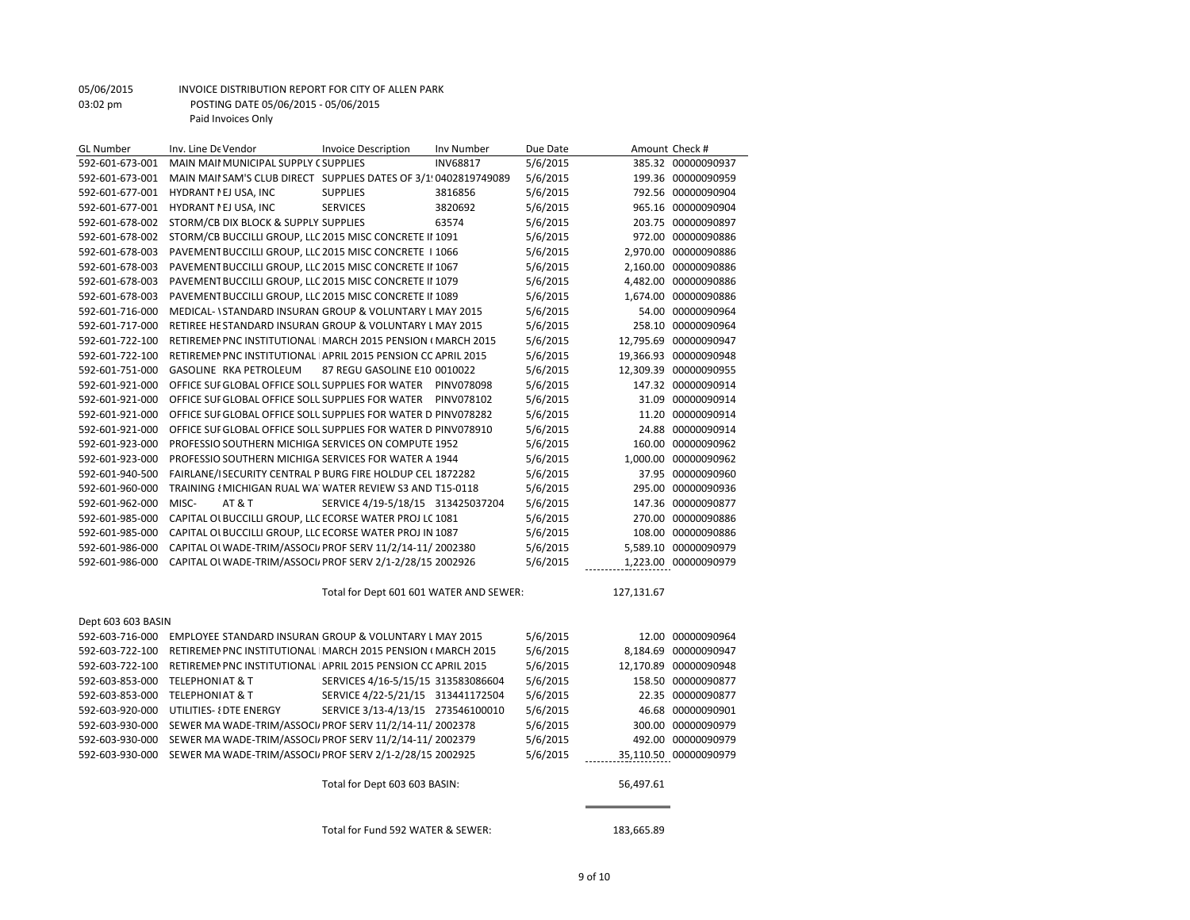05/06/2015 INVOICE DISTRIBUTION REPORT FOR CITY OF ALLEN PARK
03:02 pm POSTING DATE 05/06/2015 - 05/06/2015
Paid Invoices Only

| GL Number | Inv. Line De | Vendor | Invoice Description | Inv Number | Due Date | Amount | Check # |
|---|---|---|---|---|---|---|---|
| 592-601-673-001 | MAIN MAII | MUNICIPAL SUPPLY C | SUPPLIES | INV68817 | 5/6/2015 | 385.32 | 00000090937 |
| 592-601-673-001 | MAIN MAII | SAM'S CLUB DIRECT | SUPPLIES DATES OF 3/1! | 0402819749089 | 5/6/2015 | 199.36 | 00000090959 |
| 592-601-677-001 | HYDRANT I | EJ USA, INC | SUPPLIES | 3816856 | 5/6/2015 | 792.56 | 00000090904 |
| 592-601-677-001 | HYDRANT I | EJ USA, INC | SERVICES | 3820692 | 5/6/2015 | 965.16 | 00000090904 |
| 592-601-678-002 | STORM/CB | DIX BLOCK & SUPPLY | SUPPLIES | 63574 | 5/6/2015 | 203.75 | 00000090897 |
| 592-601-678-002 | STORM/CB | BUCCILLI GROUP, LLC | 2015 MISC CONCRETE II | 1091 | 5/6/2015 | 972.00 | 00000090886 |
| 592-601-678-003 | PAVEMENT | BUCCILLI GROUP, LLC | 2015 MISC CONCRETE I | 1066 | 5/6/2015 | 2,970.00 | 00000090886 |
| 592-601-678-003 | PAVEMENT | BUCCILLI GROUP, LLC | 2015 MISC CONCRETE II | 1067 | 5/6/2015 | 2,160.00 | 00000090886 |
| 592-601-678-003 | PAVEMENT | BUCCILLI GROUP, LLC | 2015 MISC CONCRETE II | 1079 | 5/6/2015 | 4,482.00 | 00000090886 |
| 592-601-678-003 | PAVEMENT | BUCCILLI GROUP, LLC | 2015 MISC CONCRETE II | 1089 | 5/6/2015 | 1,674.00 | 00000090886 |
| 592-601-716-000 | MEDICAL- \ | STANDARD INSURAN | GROUP & VOLUNTARY L | MAY 2015 | 5/6/2015 | 54.00 | 00000090964 |
| 592-601-717-000 | RETIREE HE | STANDARD INSURAN | GROUP & VOLUNTARY L | MAY 2015 | 5/6/2015 | 258.10 | 00000090964 |
| 592-601-722-100 | RETIREMEN | PNC INSTITUTIONAL | MARCH 2015 PENSION ( | MARCH 2015 | 5/6/2015 | 12,795.69 | 00000090947 |
| 592-601-722-100 | RETIREMEN | PNC INSTITUTIONAL | APRIL 2015 PENSION CC | APRIL 2015 | 5/6/2015 | 19,366.93 | 00000090948 |
| 592-601-751-000 | GASOLINE | RKA PETROLEUM | 87 REGU GASOLINE E10 | 0010022 | 5/6/2015 | 12,309.39 | 00000090955 |
| 592-601-921-000 | OFFICE SUF | GLOBAL OFFICE SOLU | SUPPLIES FOR WATER | PINV078098 | 5/6/2015 | 147.32 | 00000090914 |
| 592-601-921-000 | OFFICE SUF | GLOBAL OFFICE SOLU | SUPPLIES FOR WATER | PINV078102 | 5/6/2015 | 31.09 | 00000090914 |
| 592-601-921-000 | OFFICE SUF | GLOBAL OFFICE SOLU | SUPPLIES FOR WATER D | PINV078282 | 5/6/2015 | 11.20 | 00000090914 |
| 592-601-921-000 | OFFICE SUF | GLOBAL OFFICE SOLU | SUPPLIES FOR WATER D | PINV078910 | 5/6/2015 | 24.88 | 00000090914 |
| 592-601-923-000 | PROFESSIO | SOUTHERN MICHIGA | SERVICES ON COMPUTE | 1952 | 5/6/2015 | 160.00 | 00000090962 |
| 592-601-923-000 | PROFESSIO | SOUTHERN MICHIGA | SERVICES FOR WATER A | 1944 | 5/6/2015 | 1,000.00 | 00000090962 |
| 592-601-940-500 | FAIRLANE/I | SECURITY CENTRAL P | BURG FIRE HOLDUP CEL | 1872282 | 5/6/2015 | 37.95 | 00000090960 |
| 592-601-960-000 | TRAINING { | MICHIGAN RUAL WA' | WATER REVIEW S3 AND | T15-0118 | 5/6/2015 | 295.00 | 00000090936 |
| 592-601-962-000 | MISC- | AT & T | SERVICE 4/19-5/18/15 | 313425037204 | 5/6/2015 | 147.36 | 00000090877 |
| 592-601-985-000 | CAPITAL OI | BUCCILLI GROUP, LLC | ECORSE WATER PROJ LC | 1081 | 5/6/2015 | 270.00 | 00000090886 |
| 592-601-985-000 | CAPITAL OI | BUCCILLI GROUP, LLC | ECORSE WATER PROJ IN | 1087 | 5/6/2015 | 108.00 | 00000090886 |
| 592-601-986-000 | CAPITAL OI | WADE-TRIM/ASSOCI/ | PROF SERV 11/2/14-11/ | 2002380 | 5/6/2015 | 5,589.10 | 00000090979 |
| 592-601-986-000 | CAPITAL OI | WADE-TRIM/ASSOCI/ | PROF SERV 2/1-2/28/15 | 2002926 | 5/6/2015 | 1,223.00 | 00000090979 |
| | | | Total for Dept 601 601 WATER AND SEWER: | | | 127,131.67 | |
| Dept 603 603 BASIN | | | | | | | |
| 592-603-716-000 | EMPLOYEE | STANDARD INSURAN | GROUP & VOLUNTARY L | MAY 2015 | 5/6/2015 | 12.00 | 00000090964 |
| 592-603-722-100 | RETIREMEN | PNC INSTITUTIONAL | MARCH 2015 PENSION ( | MARCH 2015 | 5/6/2015 | 8,184.69 | 00000090947 |
| 592-603-722-100 | RETIREMEN | PNC INSTITUTIONAL | APRIL 2015 PENSION CC | APRIL 2015 | 5/6/2015 | 12,170.89 | 00000090948 |
| 592-603-853-000 | TELEPHONI | AT & T | SERVICES 4/16-5/15/15 | 313583086604 | 5/6/2015 | 158.50 | 00000090877 |
| 592-603-853-000 | TELEPHONI | AT & T | SERVICE 4/22-5/21/15 | 313441172504 | 5/6/2015 | 22.35 | 00000090877 |
| 592-603-920-000 | UTILITIES- { | DTE ENERGY | SERVICE 3/13-4/13/15 | 273546100010 | 5/6/2015 | 46.68 | 00000090901 |
| 592-603-930-000 | SEWER MA | WADE-TRIM/ASSOCI/ | PROF SERV 11/2/14-11/ | 2002378 | 5/6/2015 | 300.00 | 00000090979 |
| 592-603-930-000 | SEWER MA | WADE-TRIM/ASSOCI/ | PROF SERV 11/2/14-11/ | 2002379 | 5/6/2015 | 492.00 | 00000090979 |
| 592-603-930-000 | SEWER MA | WADE-TRIM/ASSOCI/ | PROF SERV 2/1-2/28/15 | 2002925 | 5/6/2015 | 35,110.50 | 00000090979 |
| | | | Total for Dept 603 603 BASIN: | | | 56,497.61 | |
| | | | Total for Fund 592 WATER & SEWER: | | | 183,665.89 | |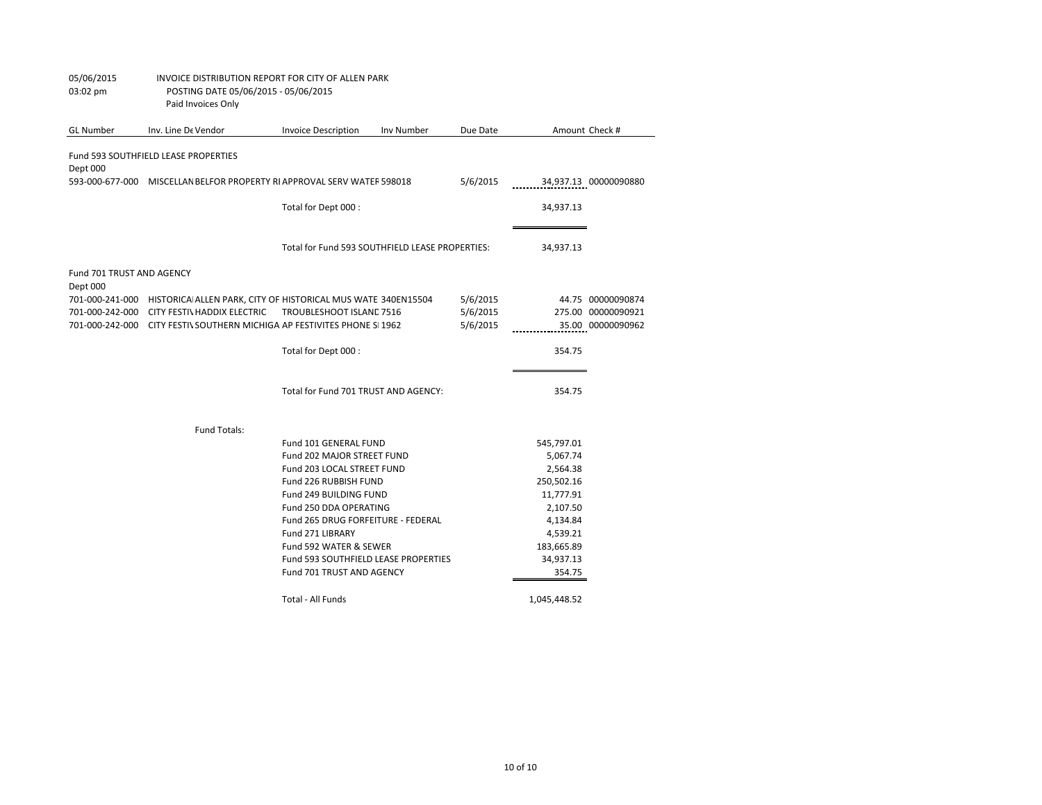05/06/2015 INVOICE DISTRIBUTION REPORT FOR CITY OF ALLEN PARK
03:02 pm POSTING DATE 05/06/2015 - 05/06/2015
Paid Invoices Only

| GL Number | Inv. Line De Vendor | Invoice Description | Inv Number | Due Date | Amount | Check # |
|---|---|---|---|---|---|---|
| Fund 593 SOUTHFIELD LEASE PROPERTIES | | | | | | |
| Dept 000 | | | | | | |
| 593-000-677-000 | MISCELLAN BELFOR PROPERTY RI | APPROVAL SERV WATER | 598018 | 5/6/2015 | 34,937.13 | 00000090880 |
| | | Total for Dept 000 : | | | 34,937.13 | |
| | | Total for Fund 593 SOUTHFIELD LEASE PROPERTIES: | | | 34,937.13 | |
| Fund 701 TRUST AND AGENCY | | | | | | |
| Dept 000 | | | | | | |
| 701-000-241-000 | HISTORICAI ALLEN PARK, CITY OF | HISTORICAL MUS WATE | 340EN15504 | 5/6/2015 | 44.75 | 00000090874 |
| 701-000-242-000 | CITY FESTIV HADDIX ELECTRIC | TROUBLESHOOT ISLANC | 7516 | 5/6/2015 | 275.00 | 00000090921 |
| 701-000-242-000 | CITY FESTIV SOUTHERN MICHIGA | AP FESTIVITES PHONE SI | 1962 | 5/6/2015 | 35.00 | 00000090962 |
| | | Total for Dept 000 : | | | 354.75 | |
| | | Total for Fund 701 TRUST AND AGENCY: | | | 354.75 | |

Fund Totals:

| | |
|---|---|
| Fund 101 GENERAL FUND | 545,797.01 |
| Fund 202 MAJOR STREET FUND | 5,067.74 |
| Fund 203 LOCAL STREET FUND | 2,564.38 |
| Fund 226 RUBBISH FUND | 250,502.16 |
| Fund 249 BUILDING FUND | 11,777.91 |
| Fund 250 DDA OPERATING | 2,107.50 |
| Fund 265 DRUG FORFEITURE - FEDERAL | 4,134.84 |
| Fund 271 LIBRARY | 4,539.21 |
| Fund 592 WATER & SEWER | 183,665.89 |
| Fund 593 SOUTHFIELD LEASE PROPERTIES | 34,937.13 |
| Fund 701 TRUST AND AGENCY | 354.75 |
| Total - All Funds | 1,045,448.52 |